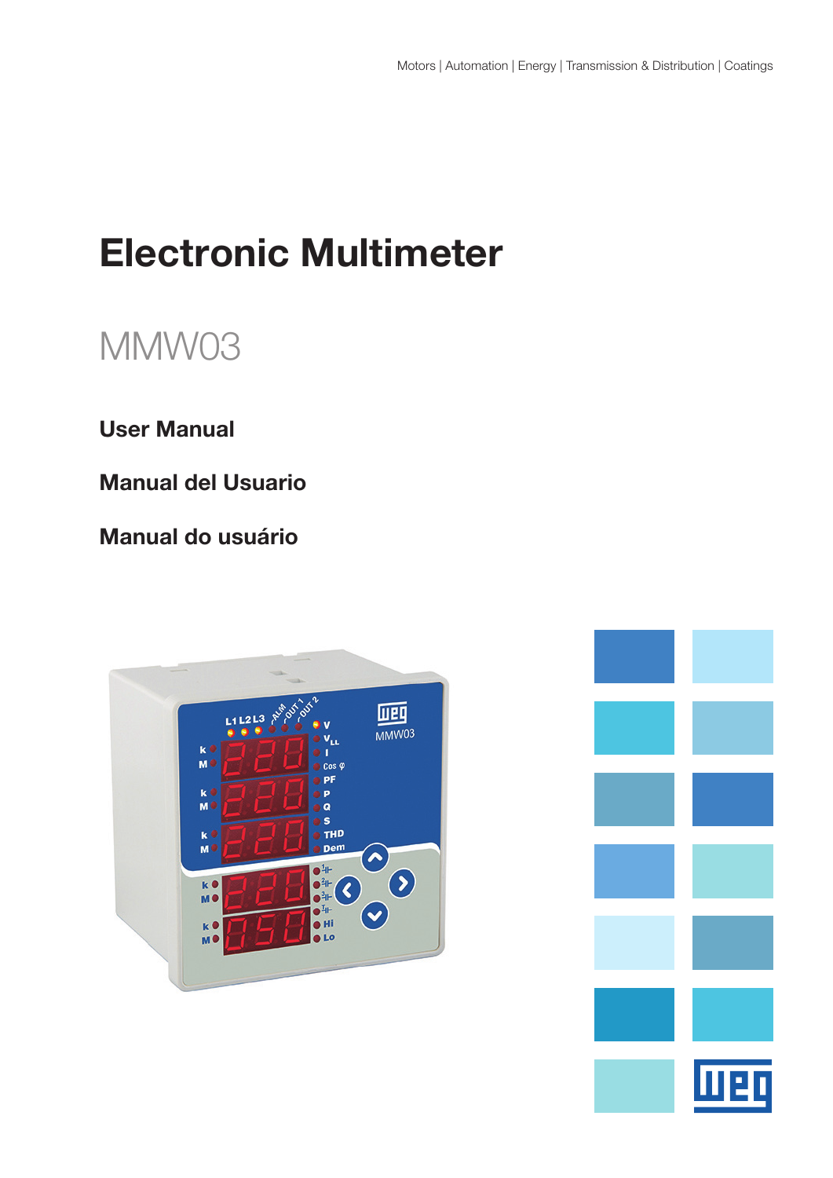Motors | Automation | Energy | Transmission & Distribution | Coatings

# Electronic Multimeter

MMW03

## User Manual

## Manual del Usuario

## Manual do usuário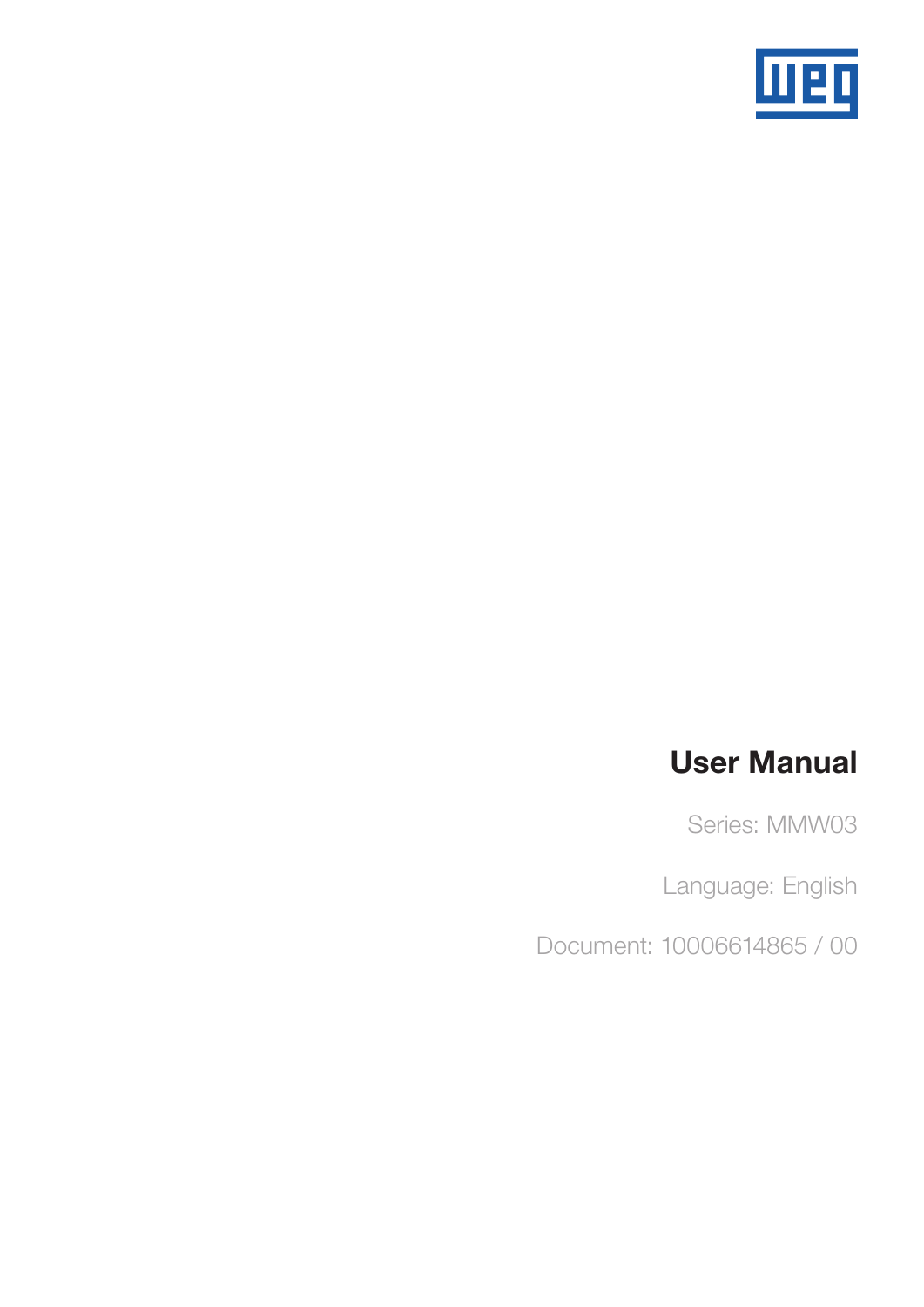# User Manual

Series: MMW03

Language: English

Document: 10006614865 / 00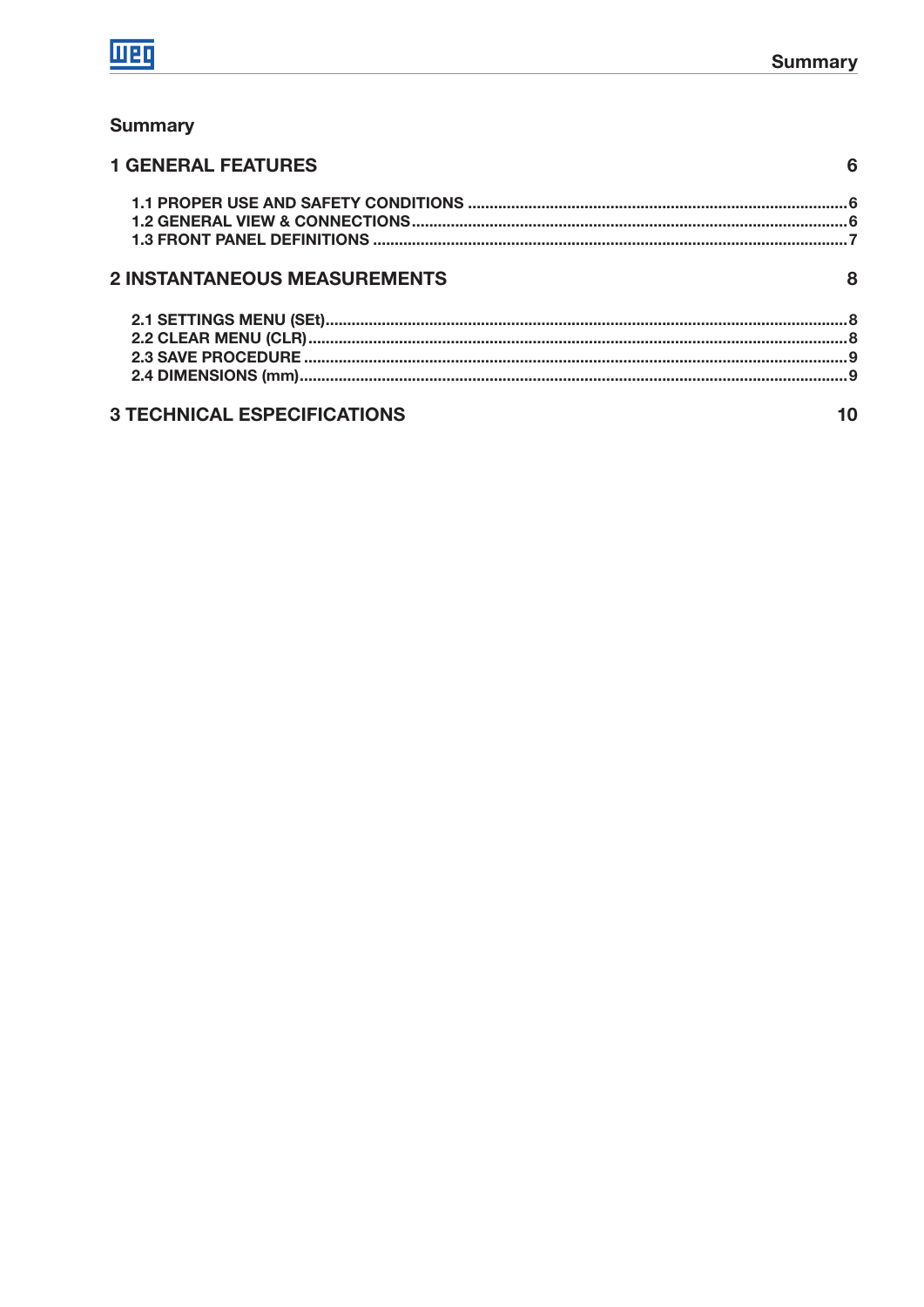# Summary

**1 GENERAL FEATURES** 6

1.1 PROPER USE AND SAFETY CONDITIONS ........................................................................................6
1.2 GENERAL VIEW & CONNECTIONS.........................................................................................6
1.3 FRONT PANEL DEFINITIONS ..............................................................................................7

**2 INSTANTANEOUS MEASUREMENTS** 8

2.1 SETTINGS MENU (SEt)........................................................................................................8
2.2 CLEAR MENU (CLR)...........................................................................................................8
2.3 SAVE PROCEDURE ............................................................................................................9
2.4 DIMENSIONS (mm)..............................................................................................................9

**3 TECHNICAL ESPECIFICATIONS** 10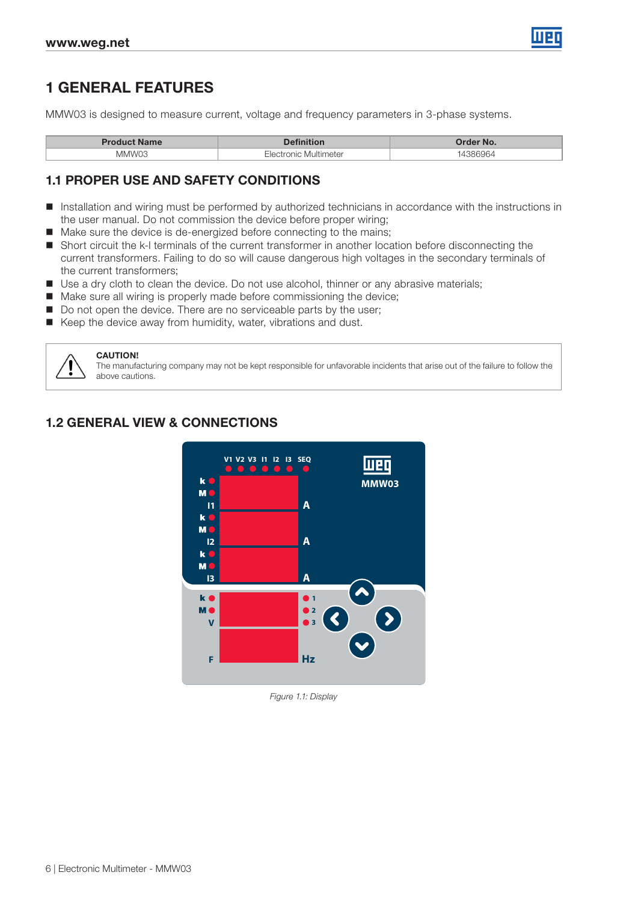# 1 GENERAL FEATURES

MMW03 is designed to measure current, voltage and frequency parameters in 3-phase systems.

| Product Name | Definition | Order No. |
|---|---|---|
| MMW03 | Electronic Multimeter | 14386964 |

## 1.1 PROPER USE AND SAFETY CONDITIONS

- Installation and wiring must be performed by authorized technicians in accordance with the instructions in the user manual. Do not commission the device before proper wiring;
- Make sure the device is de-energized before connecting to the mains;
- Short circuit the k-l terminals of the current transformer in another location before disconnecting the current transformers. Failing to do so will cause dangerous high voltages in the secondary terminals of the current transformers;
- Use a dry cloth to clean the device. Do not use alcohol, thinner or any abrasive materials;
- Make sure all wiring is properly made before commissioning the device;
- Do not open the device. There are no serviceable parts by the user;
- Keep the device away from humidity, water, vibrations and dust.

**CAUTION!**
The manufacturing company may not be kept responsible for unfavorable incidents that arise out of the failure to follow the above cautions.

## 1.2 GENERAL VIEW & CONNECTIONS

*Figure 1.1: Display*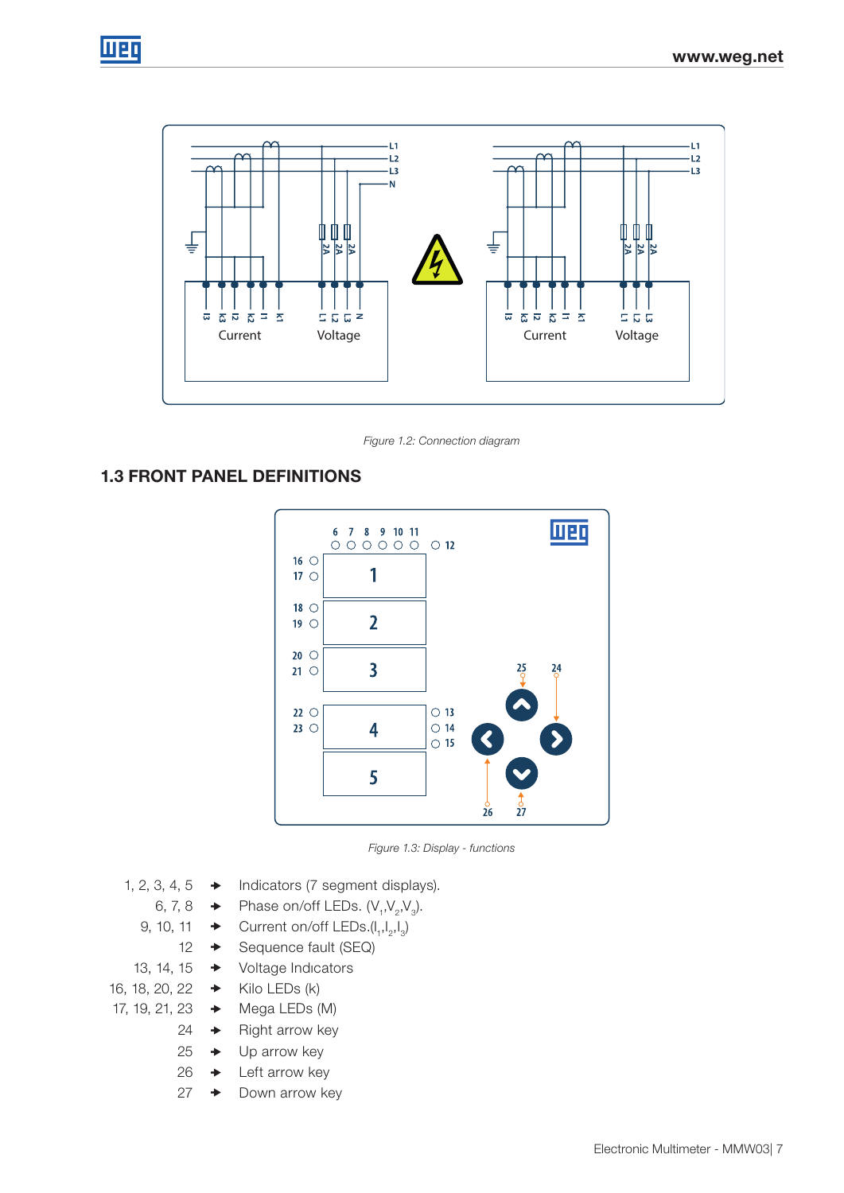*Figure 1.2: Connection diagram*

## 1.3 FRONT PANEL DEFINITIONS

*Figure 1.3: Display - functions*

- 1, 2, 3, 4, 5 → Indicators (7 segment displays).
- 6, 7, 8 → Phase on/off LEDs. ($V_1$,$V_2$,$V_3$).
- 9, 10, 11 → Current on/off LEDs.($I_1$,$I_2$,$I_3$)
- 12 → Sequence fault (SEQ)
- 13, 14, 15 → Voltage Indicators
- 16, 18, 20, 22 → Kilo LEDs (k)
- 17, 19, 21, 23 → Mega LEDs (M)
- 24 → Right arrow key
- 25 → Up arrow key
- 26 → Left arrow key
- 27 → Down arrow key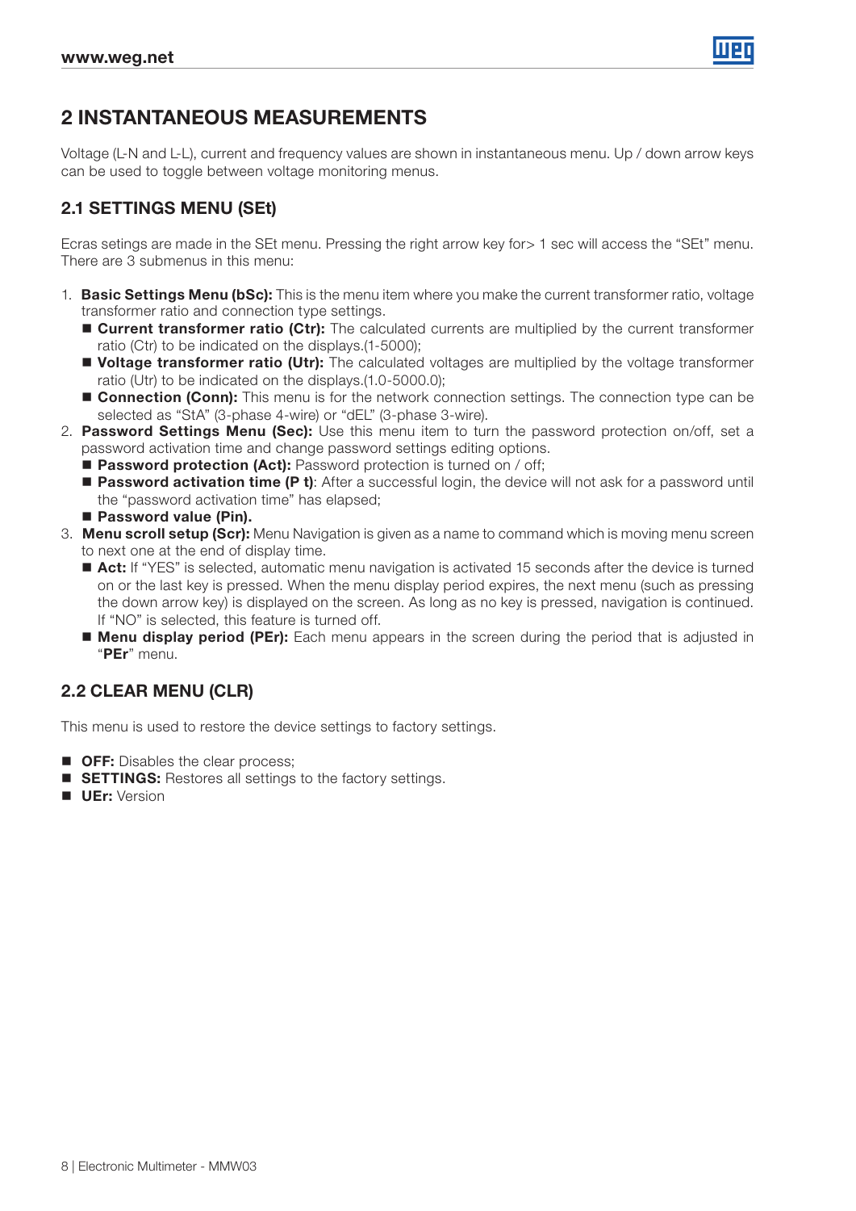# 2 INSTANTANEOUS MEASUREMENTS

Voltage (L-N and L-L), current and frequency values are shown in instantaneous menu. Up / down arrow keys can be used to toggle between voltage monitoring menus.

## 2.1 SETTINGS MENU (SEt)

Ecras setings are made in the SEt menu. Pressing the right arrow key for> 1 sec will access the "SEt" menu. There are 3 submenus in this menu:

1. **Basic Settings Menu (bSc):** This is the menu item where you make the current transformer ratio, voltage transformer ratio and connection type settings.
   - **Current transformer ratio (Ctr):** The calculated currents are multiplied by the current transformer ratio (Ctr) to be indicated on the displays.(1-5000);
   - **Voltage transformer ratio (Utr):** The calculated voltages are multiplied by the voltage transformer ratio (Utr) to be indicated on the displays.(1.0-5000.0);
   - **Connection (Conn):** This menu is for the network connection settings. The connection type can be selected as "StA" (3-phase 4-wire) or "dEL" (3-phase 3-wire).
2. **Password Settings Menu (Sec):** Use this menu item to turn the password protection on/off, set a password activation time and change password settings editing options.
   - **Password protection (Act):** Password protection is turned on / off;
   - **Password activation time (P t)**: After a successful login, the device will not ask for a password until the "password activation time" has elapsed;
   - **Password value (Pin).**
3. **Menu scroll setup (Scr):** Menu Navigation is given as a name to command which is moving menu screen to next one at the end of display time.
   - **Act:** If "YES" is selected, automatic menu navigation is activated 15 seconds after the device is turned on or the last key is pressed. When the menu display period expires, the next menu (such as pressing the down arrow key) is displayed on the screen. As long as no key is pressed, navigation is continued. If "NO" is selected, this feature is turned off.
   - **Menu display period (PEr):** Each menu appears in the screen during the period that is adjusted in "**PEr**" menu.

## 2.2 CLEAR MENU (CLR)

This menu is used to restore the device settings to factory settings.

- **OFF:** Disables the clear process;
- **SETTINGS:** Restores all settings to the factory settings.
- **UEr:** Version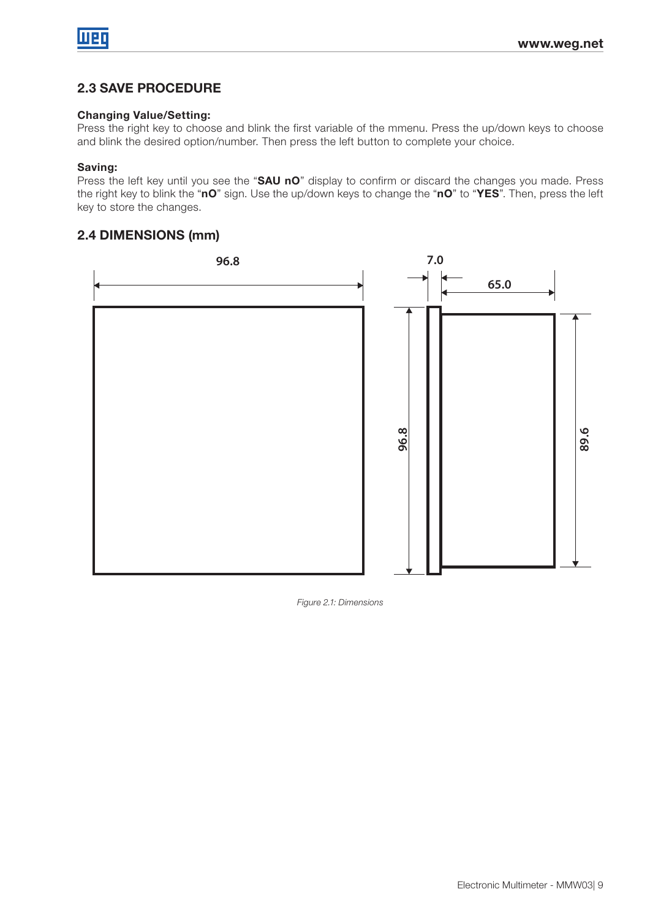## 2.3 SAVE PROCEDURE

**Changing Value/Setting:**
Press the right key to choose and blink the first variable of the mmenu. Press the up/down keys to choose and blink the desired option/number. Then press the left button to complete your choice.

**Saving:**
Press the left key until you see the "**SAU nO**" display to confirm or discard the changes you made. Press the right key to blink the "**nO**" sign. Use the up/down keys to change the "**nO**" to "**YES**". Then, press the left key to store the changes.

## 2.4 DIMENSIONS (mm)

96.8

7.0

65.0

96.8

89.6

*Figure 2.1: Dimensions*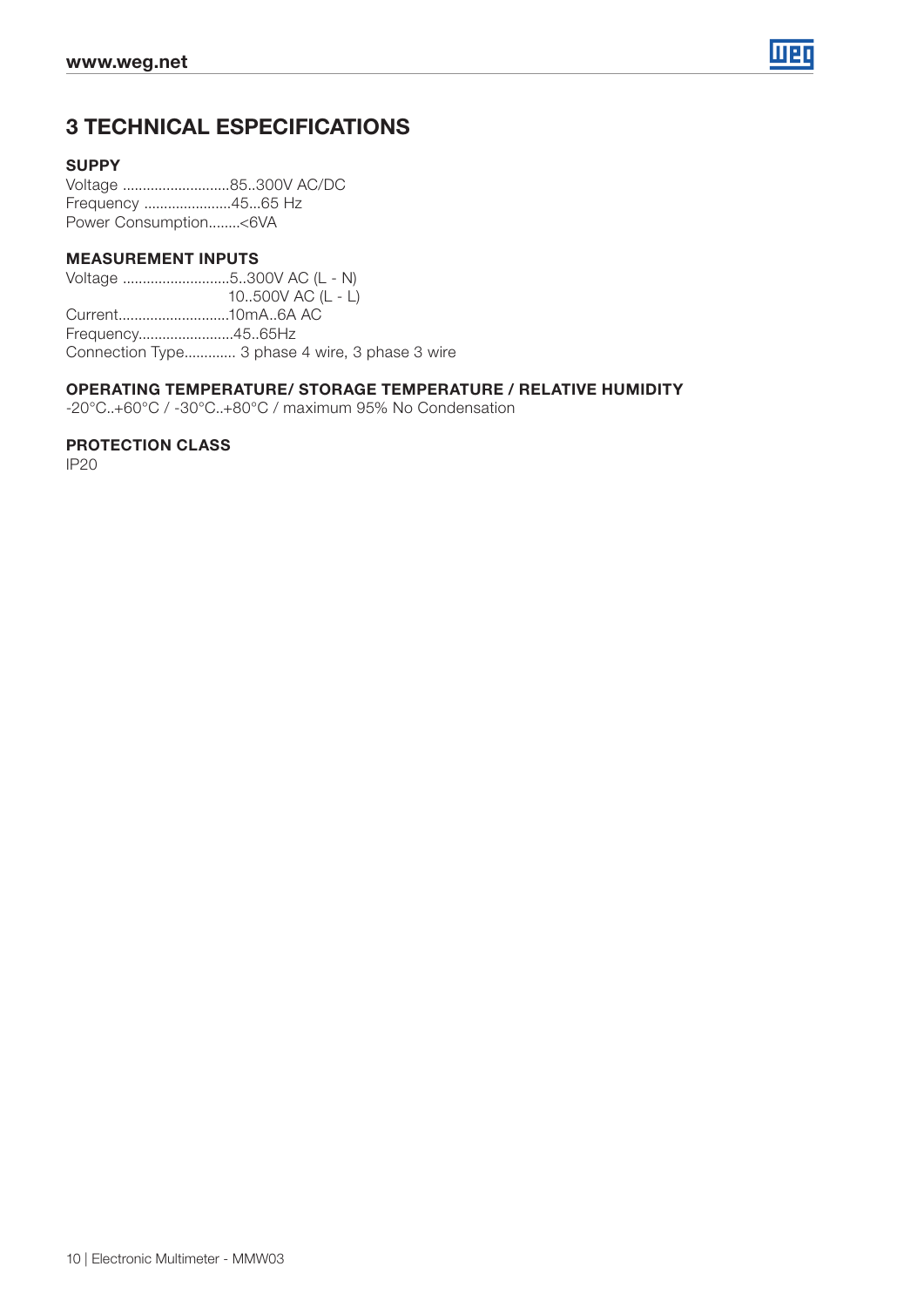# 3 TECHNICAL ESPECIFICATIONS

### SUPPY

Voltage ...........................85..300V AC/DC
Frequency ......................45...65 Hz
Power Consumption........<6VA

### MEASUREMENT INPUTS

Voltage ...........................5..300V AC (L - N)
10..500V AC (L - L)
Current............................10mA..6A AC
Frequency........................45..65Hz
Connection Type............. 3 phase 4 wire, 3 phase 3 wire

### OPERATING TEMPERATURE/ STORAGE TEMPERATURE / RELATIVE HUMIDITY

-20°C..+60°C / -30°C..+80°C / maximum 95% No Condensation

### PROTECTION CLASS

IP20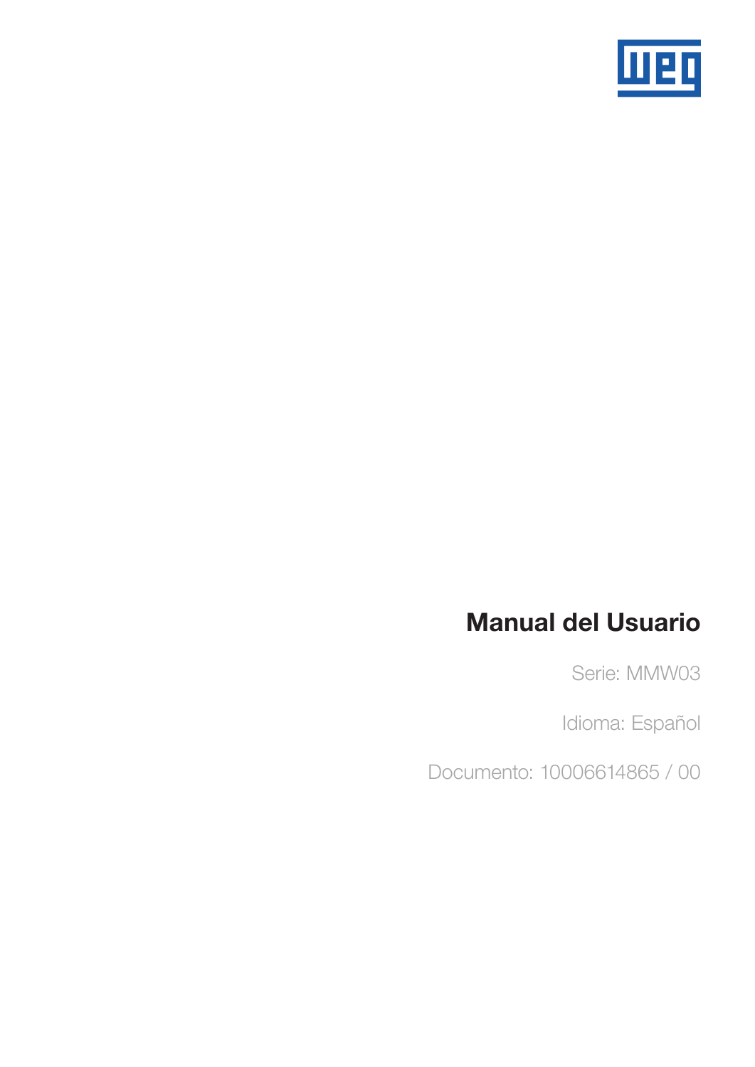# Manual del Usuario

Serie: MMW03

Idioma: Español

Documento: 10006614865 / 00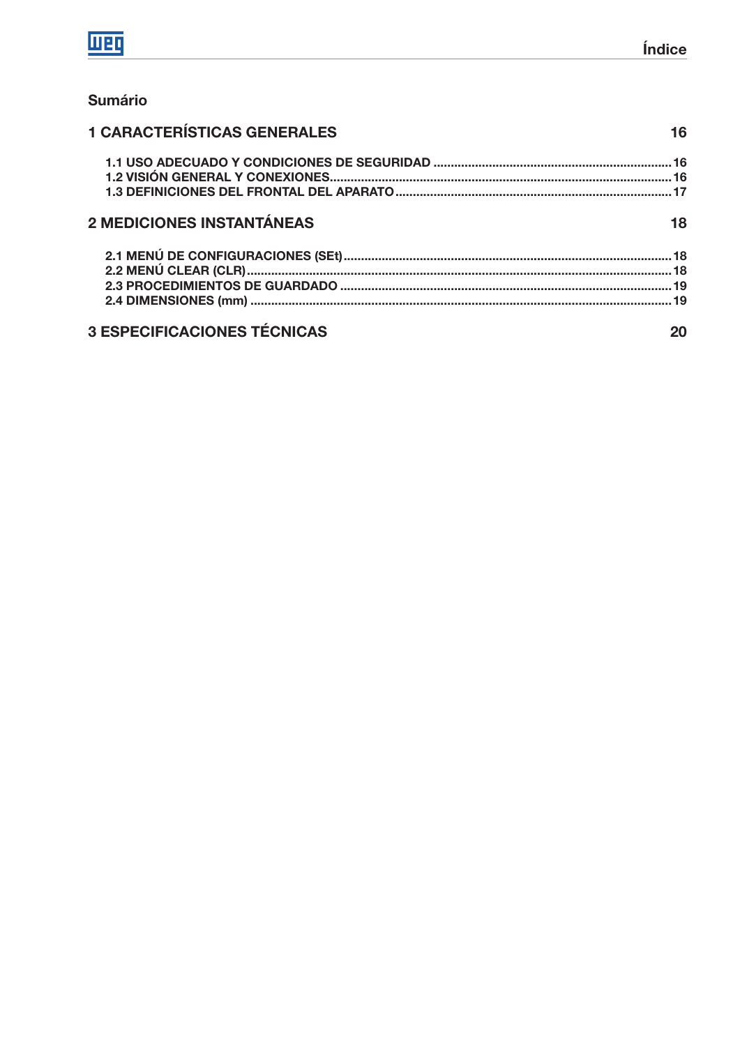## Sumário

**1 CARACTERÍSTICAS GENERALES** 16

- 1.1 USO ADECUADO Y CONDICIONES DE SEGURIDAD .................... 16
- 1.2 VISIÓN GENERAL Y CONEXIONES.................... 16
- 1.3 DEFINICIONES DEL FRONTAL DEL APARATO.................... 17

**2 MEDICIONES INSTANTÁNEAS** 18

- 2.1 MENÚ DE CONFIGURACIONES (SEt).................... 18
- 2.2 MENÚ CLEAR (CLR).................... 18
- 2.3 PROCEDIMIENTOS DE GUARDADO .................... 19
- 2.4 DIMENSIONES (mm) .................... 19

**3 ESPECIFICACIONES TÉCNICAS** 20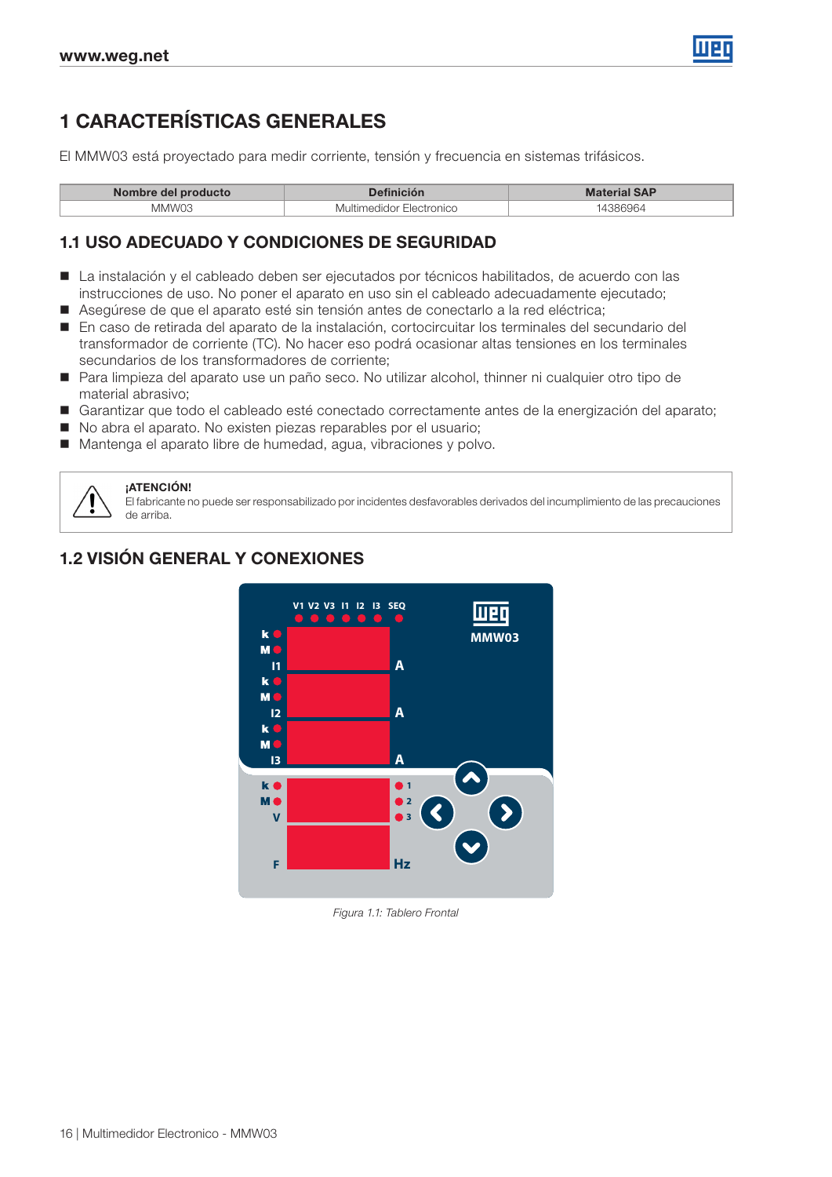# 1 CARACTERÍSTICAS GENERALES

El MMW03 está proyectado para medir corriente, tensión y frecuencia en sistemas trifásicos.

| Nombre del producto | Definición | Material SAP |
|---|---|---|
| MMW03 | Multimedidor Electronico | 14386964 |

## 1.1 USO ADECUADO Y CONDICIONES DE SEGURIDAD

- La instalación y el cableado deben ser ejecutados por técnicos habilitados, de acuerdo con las instrucciones de uso. No poner el aparato en uso sin el cableado adecuadamente ejecutado;
- Asegúrese de que el aparato esté sin tensión antes de conectarlo a la red eléctrica;
- En caso de retirada del aparato de la instalación, cortocircuitar los terminales del secundario del transformador de corriente (TC). No hacer eso podrá ocasionar altas tensiones en los terminales secundarios de los transformadores de corriente;
- Para limpieza del aparato use un paño seco. No utilizar alcohol, thinner ni cualquier otro tipo de material abrasivo;
- Garantizar que todo el cableado esté conectado correctamente antes de la energización del aparato;
- No abra el aparato. No existen piezas reparables por el usuario;
- Mantenga el aparato libre de humedad, agua, vibraciones y polvo.

**¡ATENCIÓN!**
El fabricante no puede ser responsabilizado por incidentes desfavorables derivados del incumplimiento de las precauciones de arriba.

## 1.2 VISIÓN GENERAL Y CONEXIONES

*Figura 1.1: Tablero Frontal*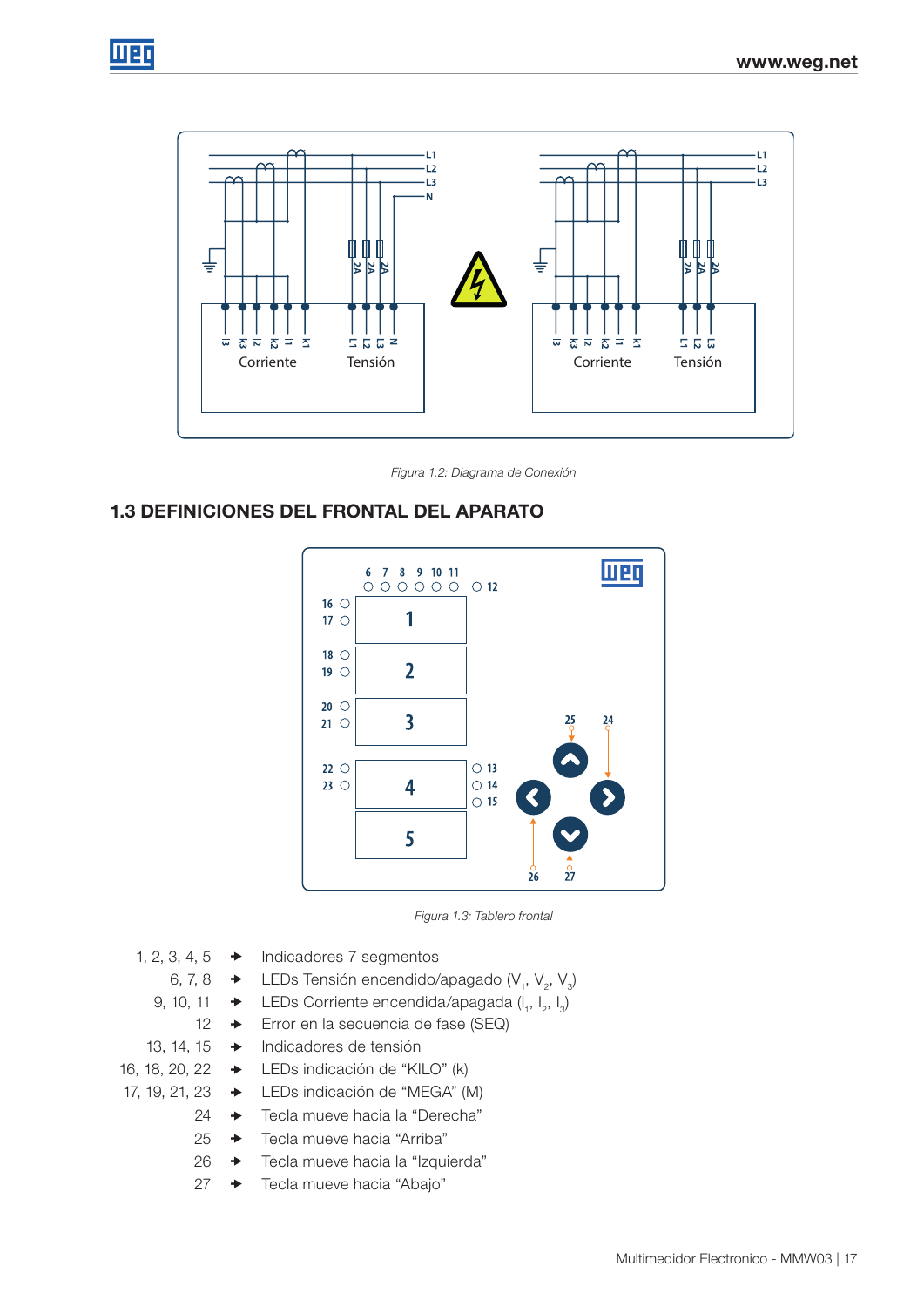Figura 1.2: Diagrama de Conexión

## 1.3 DEFINICIONES DEL FRONTAL DEL APARATO

Figura 1.3: Tablero frontal

| | | |
|---|---|---|
| 1, 2, 3, 4, 5 | → | Indicadores 7 segmentos |
| 6, 7, 8 | → | LEDs Tensión encendido/apagado ($V_1$, $V_2$, $V_3$) |
| 9, 10, 11 | → | LEDs Corriente encendida/apagada ($I_1$, $I_2$, $I_3$) |
| 12 | → | Error en la secuencia de fase (SEQ) |
| 13, 14, 15 | → | Indicadores de tensión |
| 16, 18, 20, 22 | → | LEDs indicación de "KILO" (k) |
| 17, 19, 21, 23 | → | LEDs indicación de "MEGA" (M) |
| 24 | → | Tecla mueve hacia la "Derecha" |
| 25 | → | Tecla mueve hacia "Arriba" |
| 26 | → | Tecla mueve hacia la "Izquierda" |
| 27 | → | Tecla mueve hacia "Abajo" |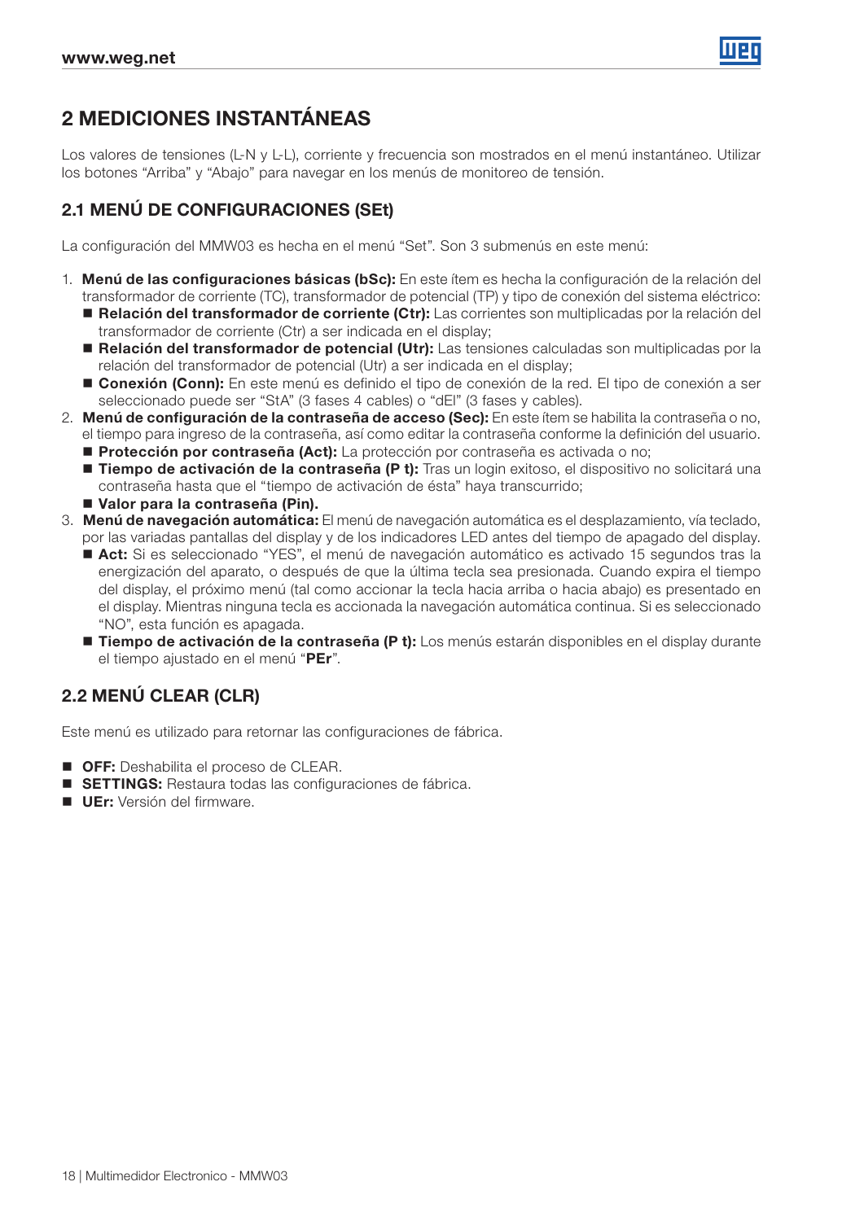# 2 MEDICIONES INSTANTÁNEAS

Los valores de tensiones (L-N y L-L), corriente y frecuencia son mostrados en el menú instantáneo. Utilizar los botones “Arriba” y “Abajo” para navegar en los menús de monitoreo de tensión.

## 2.1 MENÚ DE CONFIGURACIONES (SEt)

La configuración del MMW03 es hecha en el menú “Set”. Son 3 submenús en este menú:

1. **Menú de las configuraciones básicas (bSc):** En este ítem es hecha la configuración de la relación del transformador de corriente (TC), transformador de potencial (TP) y tipo de conexión del sistema eléctrico:
   - **Relación del transformador de corriente (Ctr):** Las corrientes son multiplicadas por la relación del transformador de corriente (Ctr) a ser indicada en el display;
   - **Relación del transformador de potencial (Utr):** Las tensiones calculadas son multiplicadas por la relación del transformador de potencial (Utr) a ser indicada en el display;
   - **Conexión (Conn):** En este menú es definido el tipo de conexión de la red. El tipo de conexión a ser seleccionado puede ser “StA” (3 fases 4 cables) o “dEl” (3 fases y cables).
2. **Menú de configuración de la contraseña de acceso (Sec):** En este ítem se habilita la contraseña o no, el tiempo para ingreso de la contraseña, así como editar la contraseña conforme la definición del usuario.
   - **Protección por contraseña (Act):** La protección por contraseña es activada o no;
   - **Tiempo de activación de la contraseña (P t):** Tras un login exitoso, el dispositivo no solicitará una contraseña hasta que el “tiempo de activación de ésta” haya transcurrido;
   - **Valor para la contraseña (Pin).**
3. **Menú de navegación automática:** El menú de navegación automática es el desplazamiento, vía teclado, por las variadas pantallas del display y de los indicadores LED antes del tiempo de apagado del display.
   - **Act:** Si es seleccionado “YES”, el menú de navegación automático es activado 15 segundos tras la energización del aparato, o después de que la última tecla sea presionada. Cuando expira el tiempo del display, el próximo menú (tal como accionar la tecla hacia arriba o hacia abajo) es presentado en el display. Mientras ninguna tecla es accionada la navegación automática continua. Si es seleccionado “NO”, esta función es apagada.
   - **Tiempo de activación de la contraseña (P t):** Los menús estarán disponibles en el display durante el tiempo ajustado en el menú “**PEr**”.

## 2.2 MENÚ CLEAR (CLR)

Este menú es utilizado para retornar las configuraciones de fábrica.

- **OFF:** Deshabilita el proceso de CLEAR.
- **SETTINGS:** Restaura todas las configuraciones de fábrica.
- **UEr:** Versión del firmware.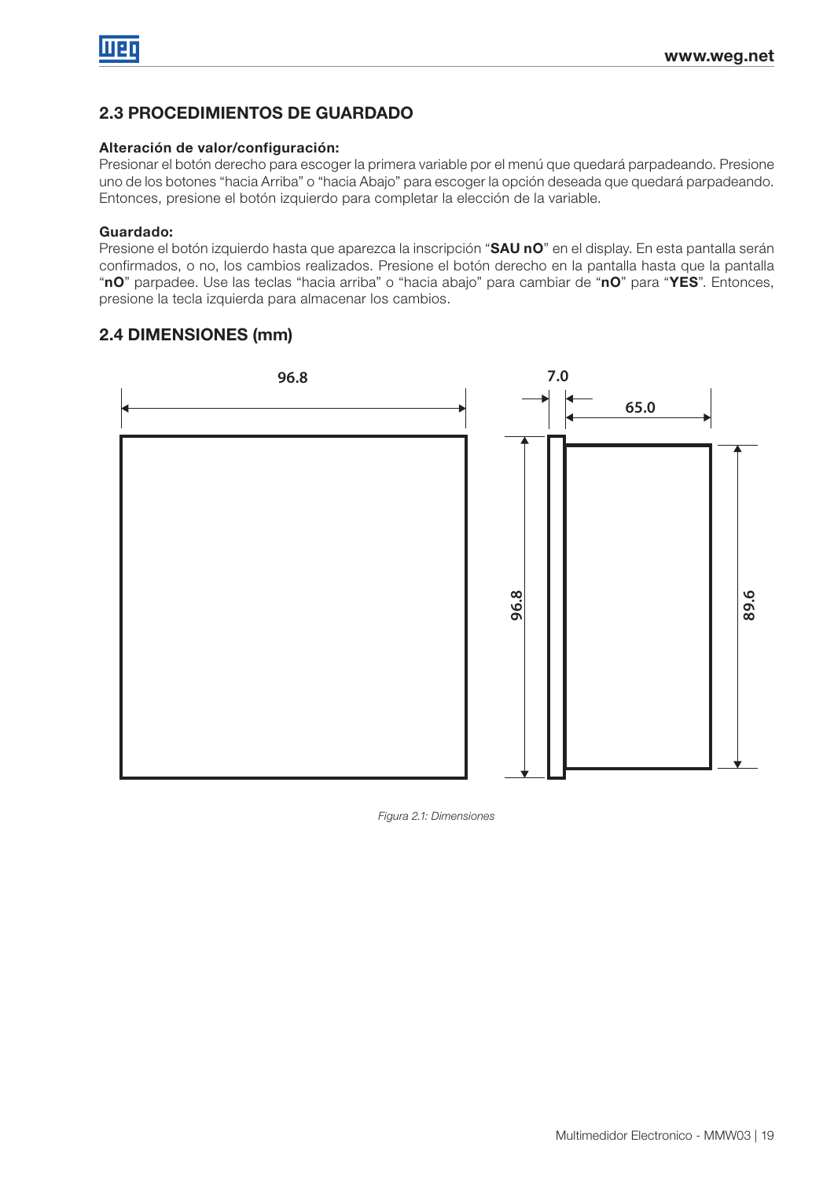## 2.3 PROCEDIMIENTOS DE GUARDADO

**Alteración de valor/configuración:**
Presionar el botón derecho para escoger la primera variable por el menú que quedará parpadeando. Presione uno de los botones "hacia Arriba" o "hacia Abajo" para escoger la opción deseada que quedará parpadeando. Entonces, presione el botón izquierdo para completar la elección de la variable.

**Guardado:**
Presione el botón izquierdo hasta que aparezca la inscripción "**SAU nO**" en el display. En esta pantalla serán confirmados, o no, los cambios realizados. Presione el botón derecho en la pantalla hasta que la pantalla "**nO**" parpadee. Use las teclas "hacia arriba" o "hacia abajo" para cambiar de "**nO**" para "**YES**". Entonces, presione la tecla izquierda para almacenar los cambios.

## 2.4 DIMENSIONES (mm)

96.8

7.0

65.0

96.8

89.6

*Figura 2.1: Dimensiones*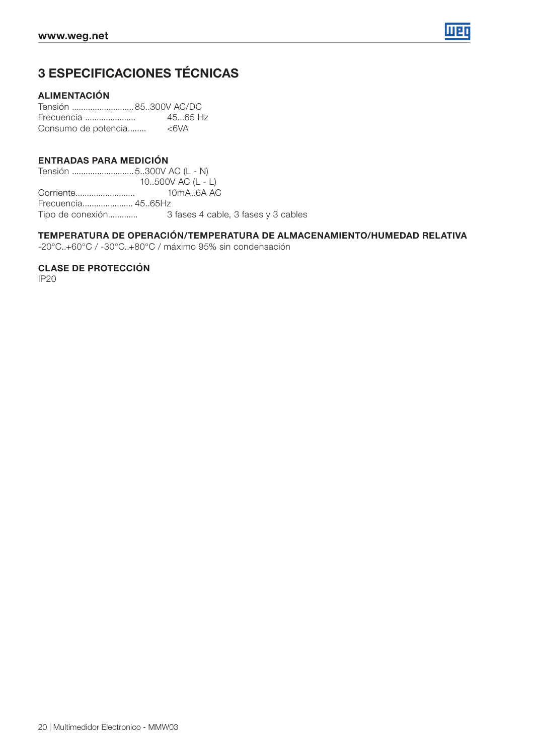# 3 ESPECIFICACIONES TÉCNICAS

**ALIMENTACIÓN**

Tensión ........................... 85..300V AC/DC
Frecuencia ...................... 45...65 Hz
Consumo de potencia........ <6VA

**ENTRADAS PARA MEDICIÓN**

Tensión ........................... 5..300V AC (L - N)
10..500V AC (L - L)
Corriente.......................... 10mA..6A AC
Frecuencia...................... 45..65Hz
Tipo de conexión............ 3 fases 4 cable, 3 fases y 3 cables

**TEMPERATURA DE OPERACIÓN/TEMPERATURA DE ALMACENAMIENTO/HUMEDAD RELATIVA**

-20°C..+60°C / -30°C..+80°C / máximo 95% sin condensación

**CLASE DE PROTECCIÓN**

IP20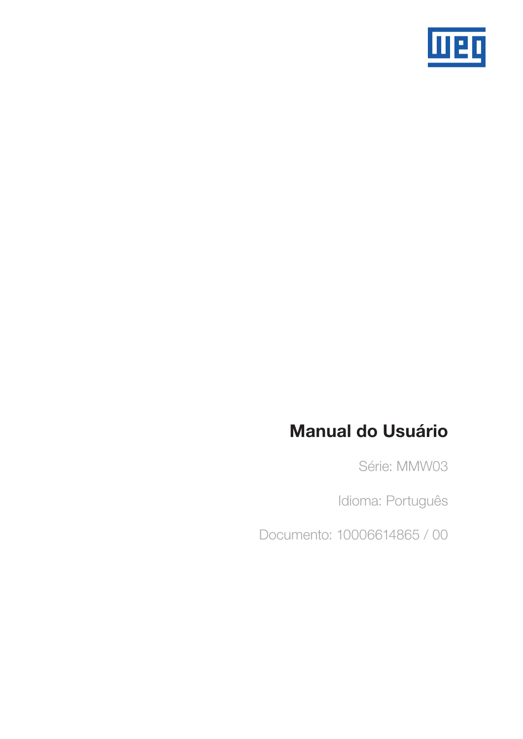# Manual do Usuário

Série: MMW03

Idioma: Português

Documento: 10006614865 / 00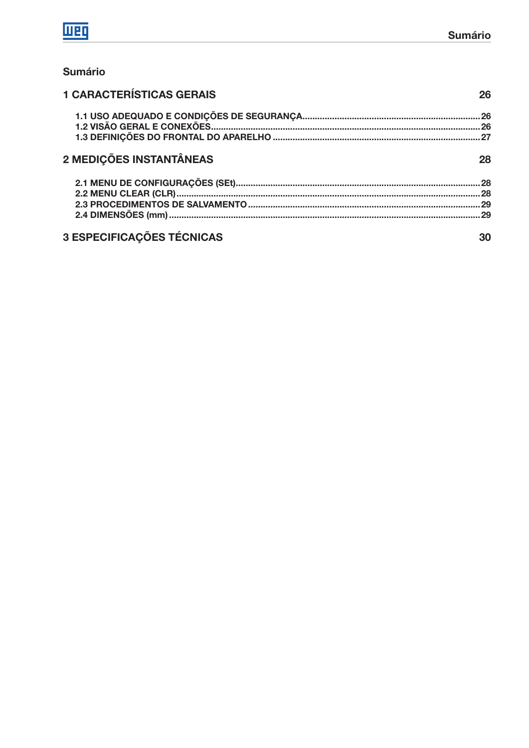## Sumário

**1 CARACTERÍSTICAS GERAIS** 26

1.1 USO ADEQUADO E CONDIÇÕES DE SEGURANÇA ........ 26
1.2 VISÃO GERAL E CONEXÕES ........ 26
1.3 DEFINIÇÕES DO FRONTAL DO APARELHO ........ 27

**2 MEDIÇÕES INSTANTÂNEAS** 28

2.1 MENU DE CONFIGURAÇÕES (SEt) ........ 28
2.2 MENU CLEAR (CLR) ........ 28
2.3 PROCEDIMENTOS DE SALVAMENTO ........ 29
2.4 DIMENSÕES (mm) ........ 29

**3 ESPECIFICAÇÕES TÉCNICAS** 30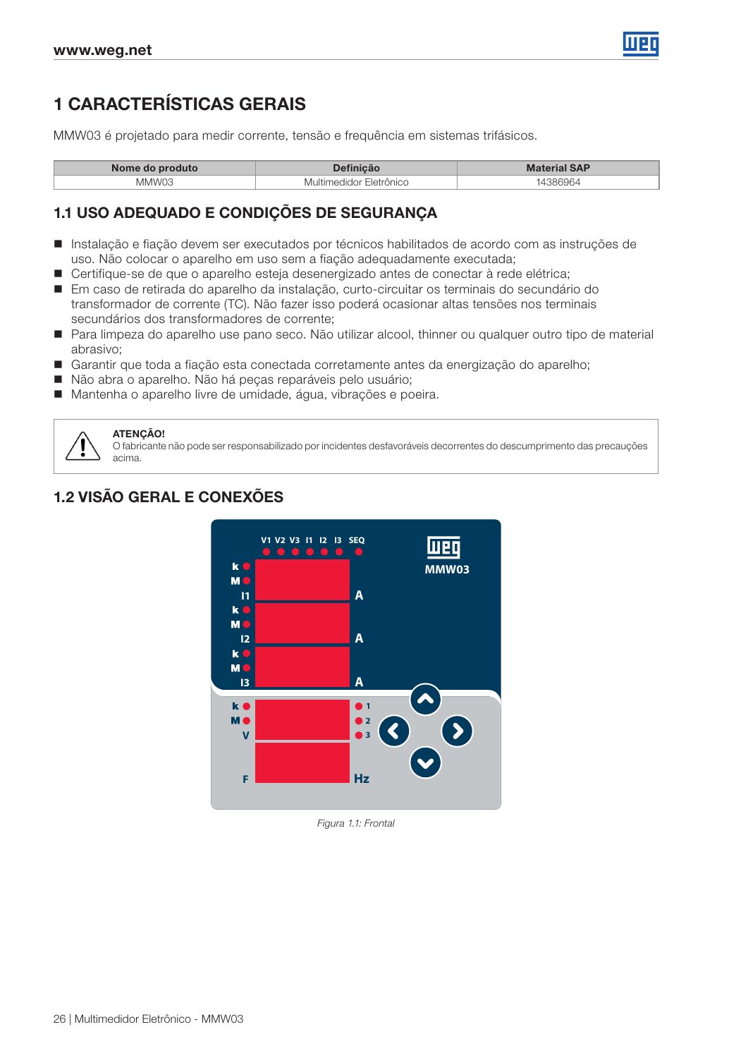# 1 CARACTERÍSTICAS GERAIS

MMW03 é projetado para medir corrente, tensão e frequência em sistemas trifásicos.

| Nome do produto | Definição | Material SAP |
|---|---|---|
| MMW03 | Multimedidor Eletrônico | 14386964 |

## 1.1 USO ADEQUADO E CONDIÇÕES DE SEGURANÇA

- Instalação e fiação devem ser executados por técnicos habilitados de acordo com as instruções de uso. Não colocar o aparelho em uso sem a fiação adequadamente executada;
- Certifique-se de que o aparelho esteja desenergizado antes de conectar à rede elétrica;
- Em caso de retirada do aparelho da instalação, curto-circuitar os terminais do secundário do transformador de corrente (TC). Não fazer isso poderá ocasionar altas tensões nos terminais secundários dos transformadores de corrente;
- Para limpeza do aparelho use pano seco. Não utilizar alcool, thinner ou qualquer outro tipo de material abrasivo;
- Garantir que toda a fiação esta conectada corretamente antes da energização do aparelho;
- Não abra o aparelho. Não há peças reparáveis pelo usuário;
- Mantenha o aparelho livre de umidade, água, vibrações e poeira.

> **ATENÇÃO!**
> O fabricante não pode ser responsabilizado por incidentes desfavoráveis decorrentes do descumprimento das precauções acima.

## 1.2 VISÃO GERAL E CONEXÕES

*Figura 1.1: Frontal*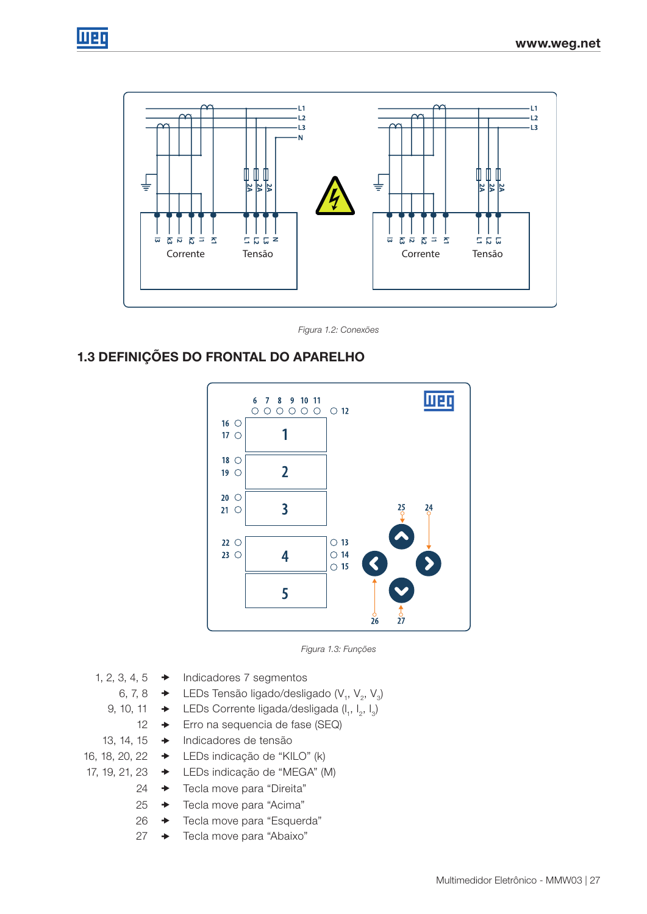Figura 1.2: Conexões

## 1.3 DEFINIÇÕES DO FRONTAL DO APARELHO

Figura 1.3: Funções

- 1, 2, 3, 4, 5 → Indicadores 7 segmentos
- 6, 7, 8 → LEDs Tensão ligado/desligado ($V_1$, $V_2$, $V_3$)
- 9, 10, 11 → LEDs Corrente ligada/desligada ($I_1$, $I_2$, $I_3$)
- 12 → Erro na sequencia de fase (SEQ)
- 13, 14, 15 → Indicadores de tensão
- 16, 18, 20, 22 → LEDs indicação de “KILO” (k)
- 17, 19, 21, 23 → LEDs indicação de “MEGA” (M)
- 24 → Tecla move para “Direita”
- 25 → Tecla move para “Acima”
- 26 → Tecla move para “Esquerda”
- 27 → Tecla move para “Abaixo”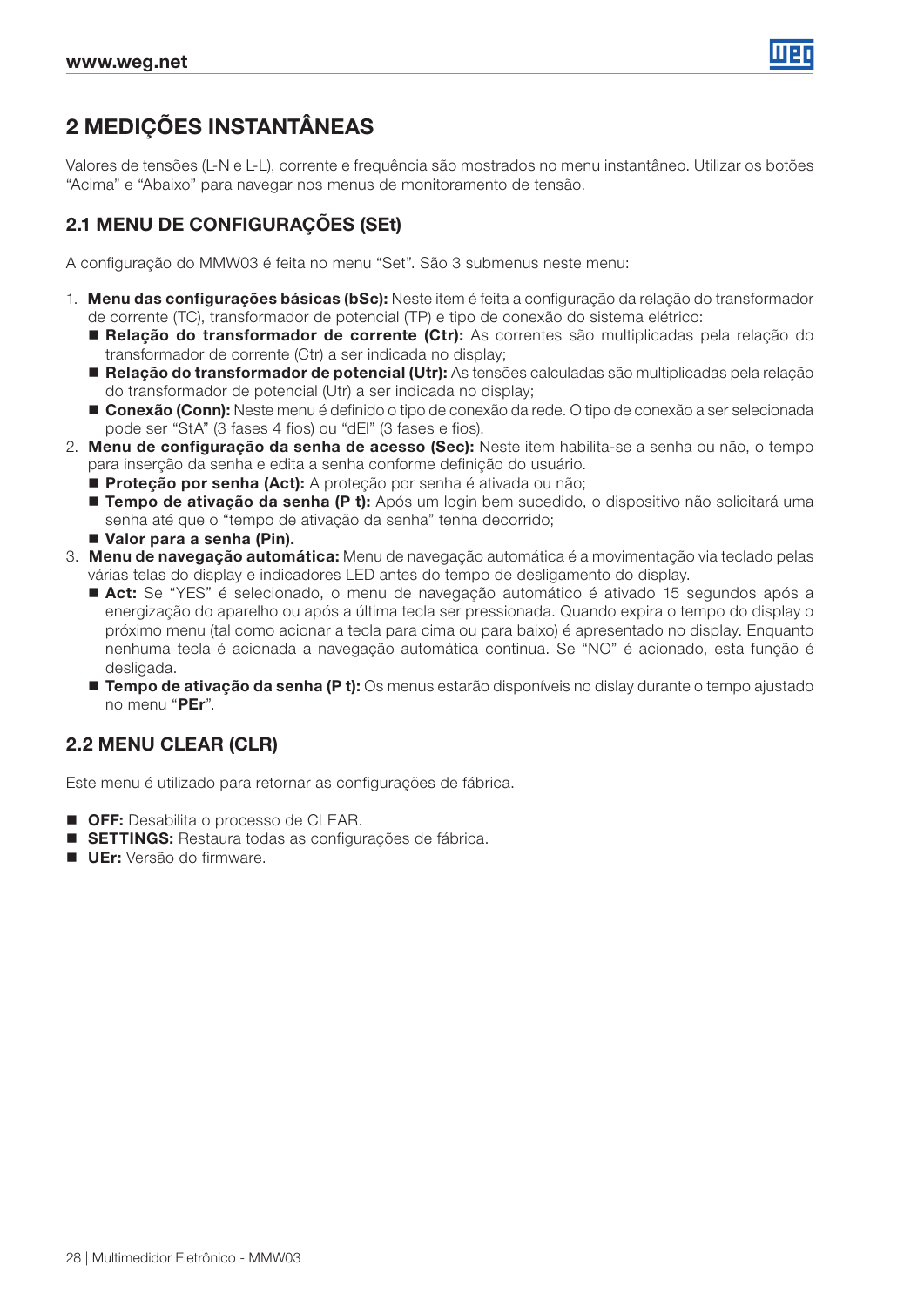# 2 MEDIÇÕES INSTANTÂNEAS

Valores de tensões (L-N e L-L), corrente e frequência são mostrados no menu instantâneo. Utilizar os botões "Acima" e "Abaixo" para navegar nos menus de monitoramento de tensão.

## 2.1 MENU DE CONFIGURAÇÕES (SEt)

A configuração do MMW03 é feita no menu "Set". São 3 submenus neste menu:

1. **Menu das configurações básicas (bSc):** Neste item é feita a configuração da relação do transformador de corrente (TC), transformador de potencial (TP) e tipo de conexão do sistema elétrico:
   - **Relação do transformador de corrente (Ctr):** As correntes são multiplicadas pela relação do transformador de corrente (Ctr) a ser indicada no display;
   - **Relação do transformador de potencial (Utr):** As tensões calculadas são multiplicadas pela relação do transformador de potencial (Utr) a ser indicada no display;
   - **Conexão (Conn):** Neste menu é definido o tipo de conexão da rede. O tipo de conexão a ser selecionada pode ser "StA" (3 fases 4 fios) ou "dEl" (3 fases e fios).
2. **Menu de configuração da senha de acesso (Sec):** Neste item habilita-se a senha ou não, o tempo para inserção da senha e edita a senha conforme definição do usuário.
   - **Proteção por senha (Act):** A proteção por senha é ativada ou não;
   - **Tempo de ativação da senha (P t):** Após um login bem sucedido, o dispositivo não solicitará uma senha até que o "tempo de ativação da senha" tenha decorrido;
   - **Valor para a senha (Pin).**
3. **Menu de navegação automática:** Menu de navegação automática é a movimentação via teclado pelas várias telas do display e indicadores LED antes do tempo de desligamento do display.
   - **Act:** Se "YES" é selecionado, o menu de navegação automático é ativado 15 segundos após a energização do aparelho ou após a última tecla ser pressionada. Quando expira o tempo do display o próximo menu (tal como acionar a tecla para cima ou para baixo) é apresentado no display. Enquanto nenhuma tecla é acionada a navegação automática continua. Se "NO" é acionado, esta função é desligada.
   - **Tempo de ativação da senha (P t):** Os menus estarão disponíveis no dislay durante o tempo ajustado no menu "**PEr**".

## 2.2 MENU CLEAR (CLR)

Este menu é utilizado para retornar as configurações de fábrica.

- **OFF:** Desabilita o processo de CLEAR.
- **SETTINGS:** Restaura todas as configurações de fábrica.
- **UEr:** Versão do firmware.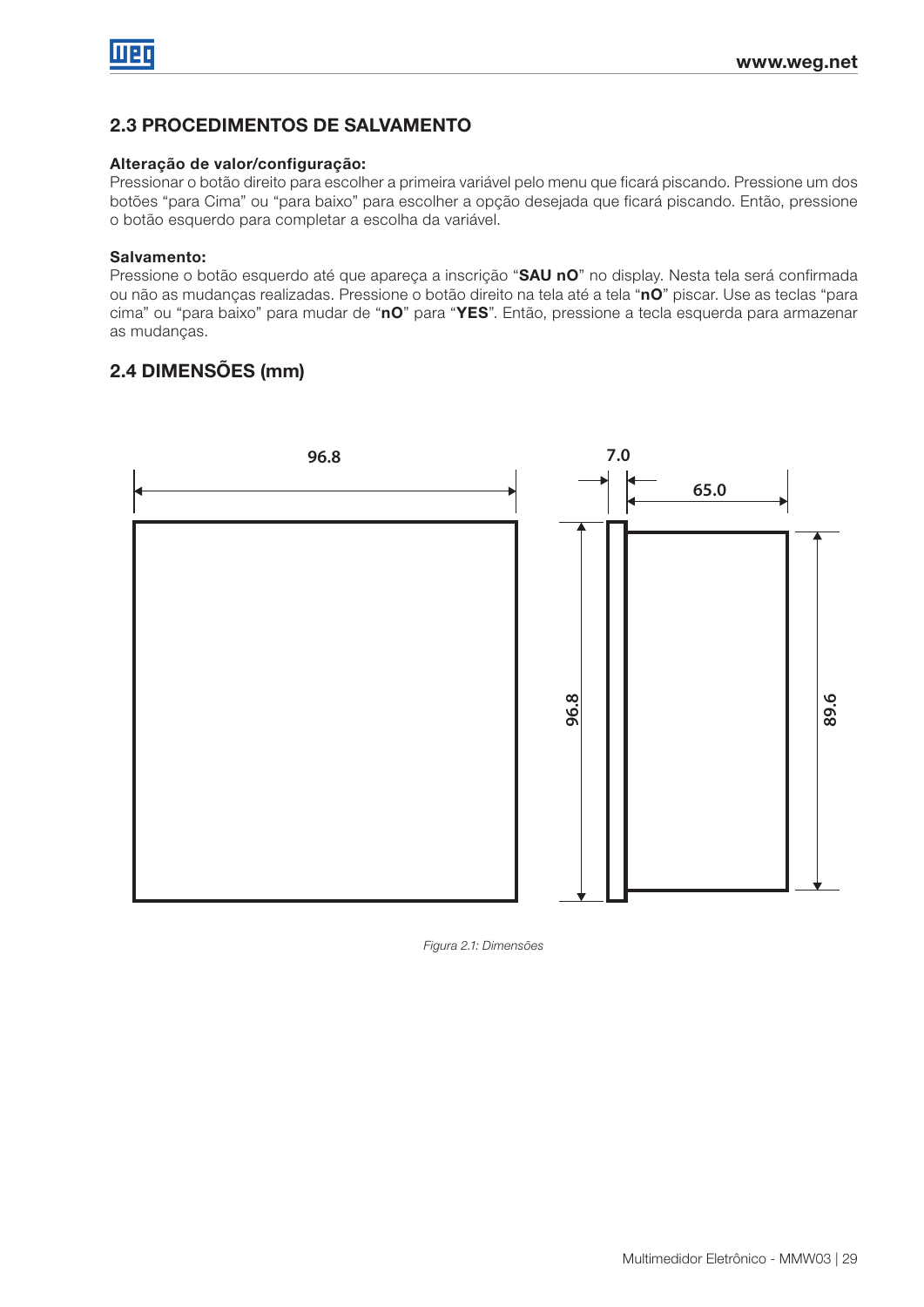## 2.3 PROCEDIMENTOS DE SALVAMENTO

**Alteração de valor/configuração:**
Pressionar o botão direito para escolher a primeira variável pelo menu que ficará piscando. Pressione um dos botões "para Cima" ou "para baixo" para escolher a opção desejada que ficará piscando. Então, pressione o botão esquerdo para completar a escolha da variável.

**Salvamento:**
Pressione o botão esquerdo até que apareça a inscrição "**SAU nO**" no display. Nesta tela será confirmada ou não as mudanças realizadas. Pressione o botão direito na tela até a tela "**nO**" piscar. Use as teclas "para cima" ou "para baixo" para mudar de "**nO**" para "**YES**". Então, pressione a tecla esquerda para armazenar as mudanças.

## 2.4 DIMENSÕES (mm)

96.8

7.0

65.0

96.8

89.6

*Figura 2.1: Dimensões*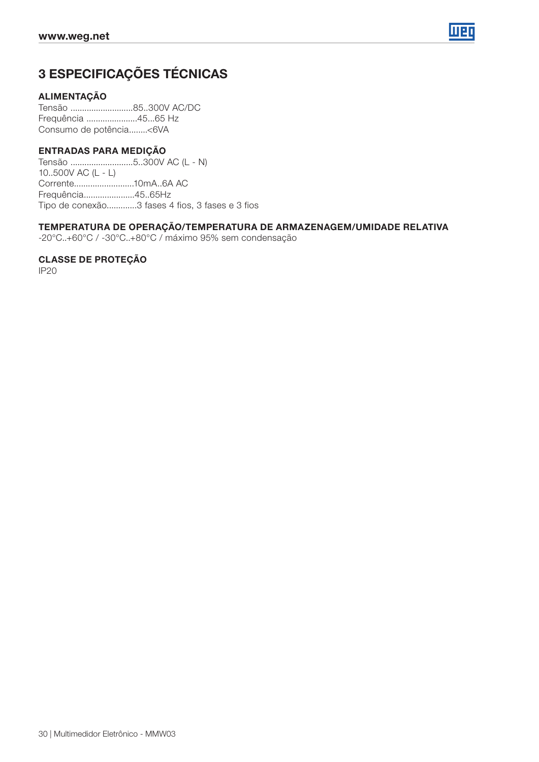# 3 ESPECIFICAÇÕES TÉCNICAS

**ALIMENTAÇÃO**

Tensão ...........................85..300V AC/DC
Frequência ......................45...65 Hz
Consumo de potência........<6VA

**ENTRADAS PARA MEDIÇÃO**

Tensão ...........................5..300V AC (L - N)
10..500V AC (L - L)
Corrente..........................10mA..6A AC
Frequência......................45..65Hz
Tipo de conexão............3 fases 4 fios, 3 fases e 3 fios

**TEMPERATURA DE OPERAÇÃO/TEMPERATURA DE ARMAZENAGEM/UMIDADE RELATIVA**

-20°C..+60°C / -30°C..+80°C / máximo 95% sem condensação

**CLASSE DE PROTEÇÃO**

IP20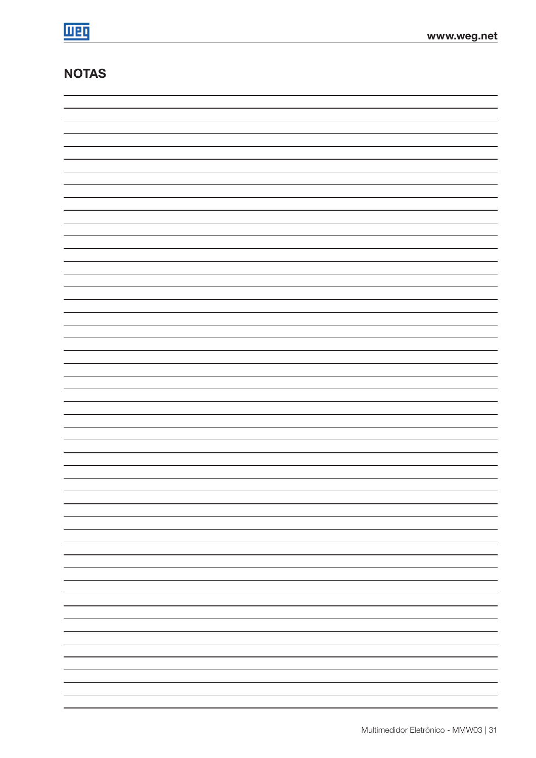## NOTAS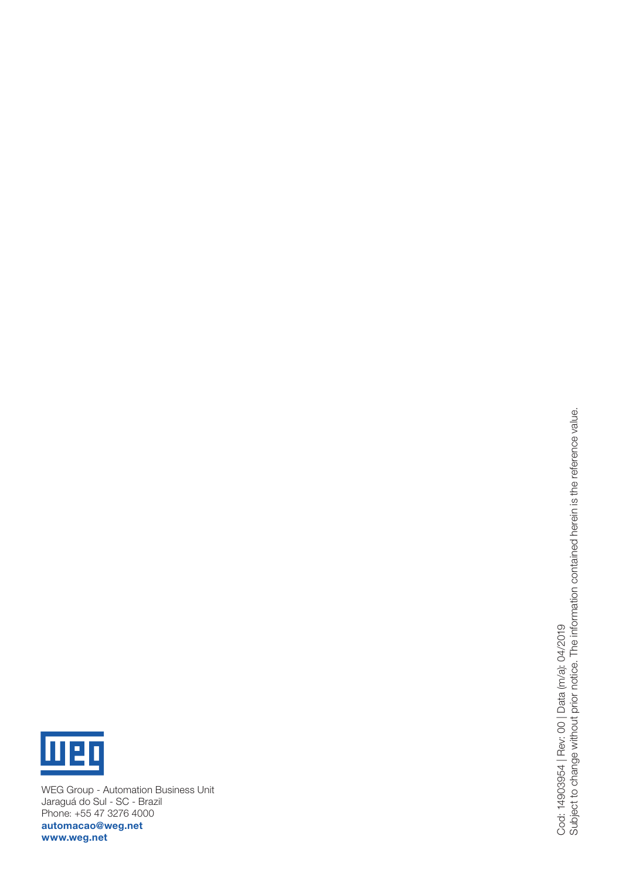WEG Group - Automation Business Unit
Jaraguá do Sul - SC - Brazil
Phone: +55 47 3276 4000
**automacao@weg.net**
**www.weg.net**

Cod: 14903954 | Rev: 00 | Data (m/a): 04/2019
Subject to change without prior notice. The information contained herein is the reference value.